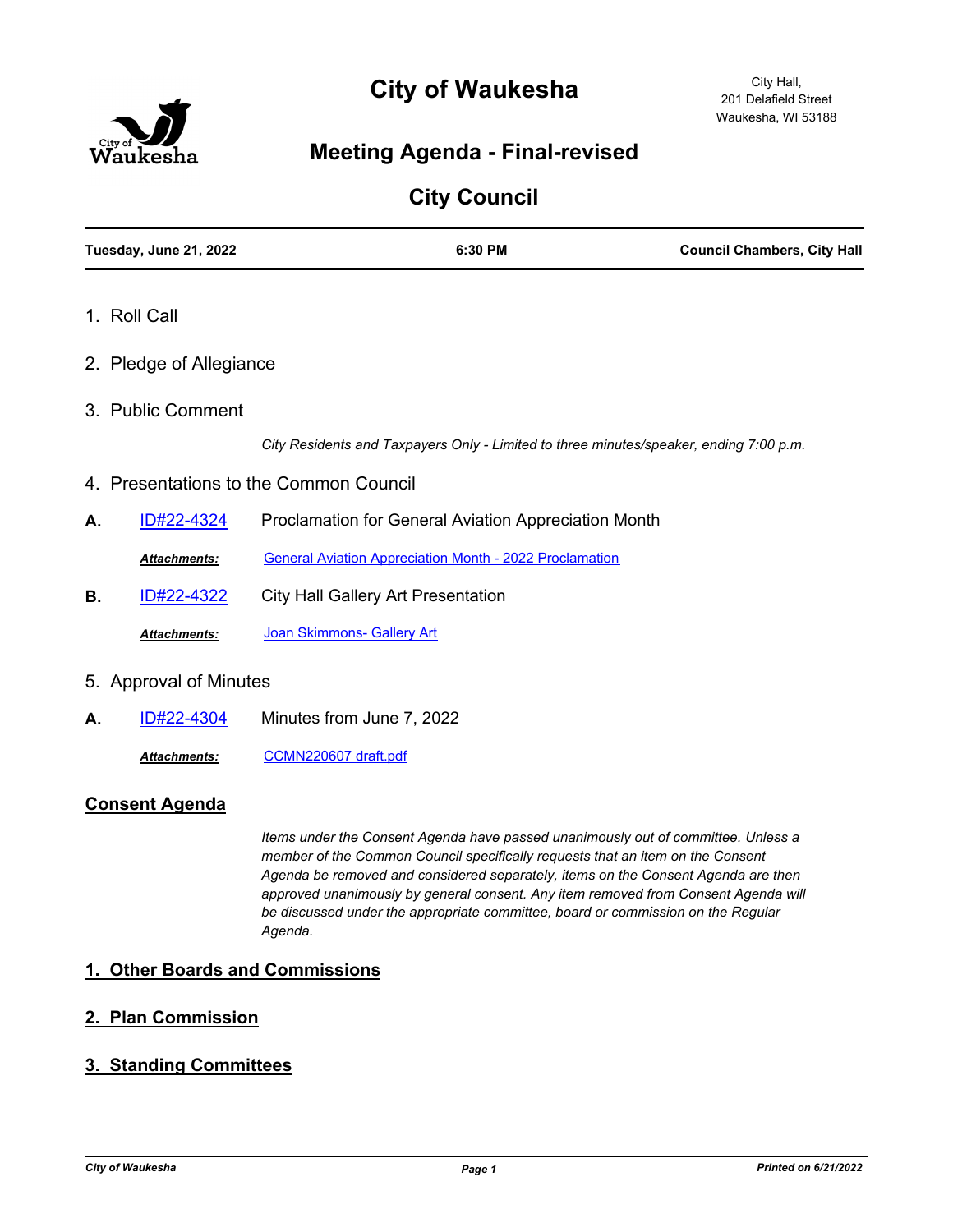# City of Waukesha

City Hall,
201 Delafield Street
Waukesha, WI 53188

## Meeting Agenda - Final-revised

## City Council

**Tuesday, June 21, 2022** | **6:30 PM** | **Council Chambers, City Hall**

1. Roll Call

2. Pledge of Allegiance

3. Public Comment

*City Residents and Taxpayers Only - Limited to three minutes/speaker, ending 7:00 p.m.*

4. Presentations to the Common Council

**A.** ID#22-4324 Proclamation for General Aviation Appreciation Month

***Attachments:*** General Aviation Appreciation Month - 2022 Proclamation

**B.** ID#22-4322 City Hall Gallery Art Presentation

***Attachments:*** Joan Skimmons- Gallery Art

5. Approval of Minutes

**A.** ID#22-4304 Minutes from June 7, 2022

***Attachments:*** CCMN220607 draft.pdf

### Consent Agenda

*Items under the Consent Agenda have passed unanimously out of committee. Unless a member of the Common Council specifically requests that an item on the Consent Agenda be removed and considered separately, items on the Consent Agenda are then approved unanimously by general consent. Any item removed from Consent Agenda will be discussed under the appropriate committee, board or commission on the Regular Agenda.*

### 1. Other Boards and Commissions

### 2. Plan Commission

### 3. Standing Committees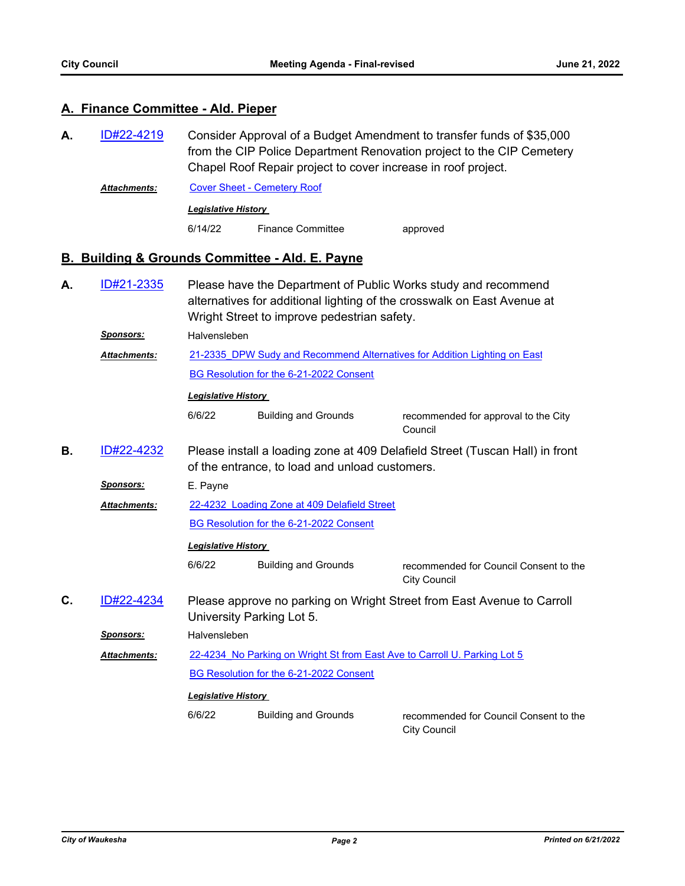## A. Finance Committee - Ald. Pieper

**A.** ID#22-4219 Consider Approval of a Budget Amendment to transfer funds of $35,000 from the CIP Police Department Renovation project to the CIP Cemetery Chapel Roof Repair project to cover increase in roof project.

***Attachments:*** Cover Sheet - Cemetery Roof

***Legislative History***

| | | |
|---|---|---|
| 6/14/22 | Finance Committee | approved |

## B. Building & Grounds Committee - Ald. E. Payne

**A.** ID#21-2335 Please have the Department of Public Works study and recommend alternatives for additional lighting of the crosswalk on East Avenue at Wright Street to improve pedestrian safety.

***Sponsors:*** Halvensleben

***Attachments:*** 21-2335_DPW Sudy and Recommend Alternatives for Addition Lighting on East

BG Resolution for the 6-21-2022 Consent

***Legislative History***

| | | |
|---|---|---|
| 6/6/22 | Building and Grounds | recommended for approval to the City Council |

**B.** ID#22-4232 Please install a loading zone at 409 Delafield Street (Tuscan Hall) in front of the entrance, to load and unload customers.

***Sponsors:*** E. Payne

***Attachments:*** 22-4232 Loading Zone at 409 Delafield Street

BG Resolution for the 6-21-2022 Consent

***Legislative History***

| | | |
|---|---|---|
| 6/6/22 | Building and Grounds | recommended for Council Consent to the City Council |

**C.** ID#22-4234 Please approve no parking on Wright Street from East Avenue to Carroll University Parking Lot 5.

***Sponsors:*** Halvensleben

***Attachments:*** 22-4234 No Parking on Wright St from East Ave to Carroll U. Parking Lot 5

BG Resolution for the 6-21-2022 Consent

***Legislative History***

| | | |
|---|---|---|
| 6/6/22 | Building and Grounds | recommended for Council Consent to the City Council |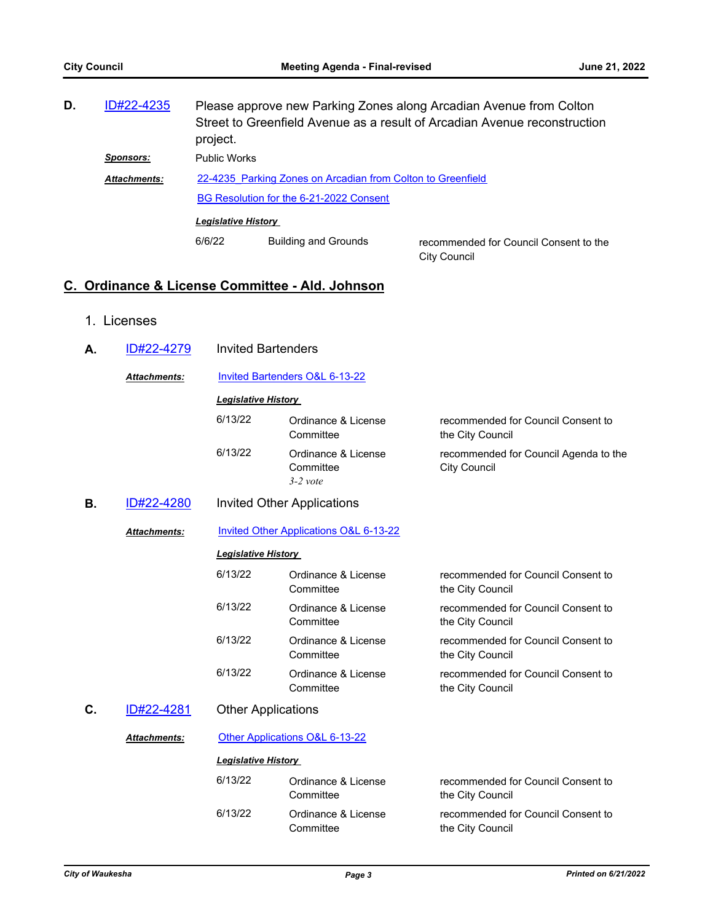**D.** ID#22-4235 Please approve new Parking Zones along Arcadian Avenue from Colton Street to Greenfield Avenue as a result of Arcadian Avenue reconstruction project.

***Sponsors:*** Public Works

***Attachments:*** 22-4235 Parking Zones on Arcadian from Colton to Greenfield

BG Resolution for the 6-21-2022 Consent

***Legislative History***

| | | |
|---|---|---|
| 6/6/22 | Building and Grounds | recommended for Council Consent to the City Council |

## C. Ordinance & License Committee - Ald. Johnson

1. Licenses

**A.** ID#22-4279 Invited Bartenders

***Attachments:*** Invited Bartenders O&L 6-13-22

***Legislative History***

| | | |
|---|---|---|
| 6/13/22 | Ordinance & License Committee | recommended for Council Consent to the City Council |
| 6/13/22 | Ordinance & License Committee *3-2 vote* | recommended for Council Agenda to the City Council |

**B.** ID#22-4280 Invited Other Applications

***Attachments:*** Invited Other Applications O&L 6-13-22

***Legislative History***

| | | |
|---|---|---|
| 6/13/22 | Ordinance & License Committee | recommended for Council Consent to the City Council |
| 6/13/22 | Ordinance & License Committee | recommended for Council Consent to the City Council |
| 6/13/22 | Ordinance & License Committee | recommended for Council Consent to the City Council |
| 6/13/22 | Ordinance & License Committee | recommended for Council Consent to the City Council |

**C.** ID#22-4281 Other Applications

***Attachments:*** Other Applications O&L 6-13-22

***Legislative History***

| | | |
|---|---|---|
| 6/13/22 | Ordinance & License Committee | recommended for Council Consent to the City Council |
| 6/13/22 | Ordinance & License Committee | recommended for Council Consent to the City Council |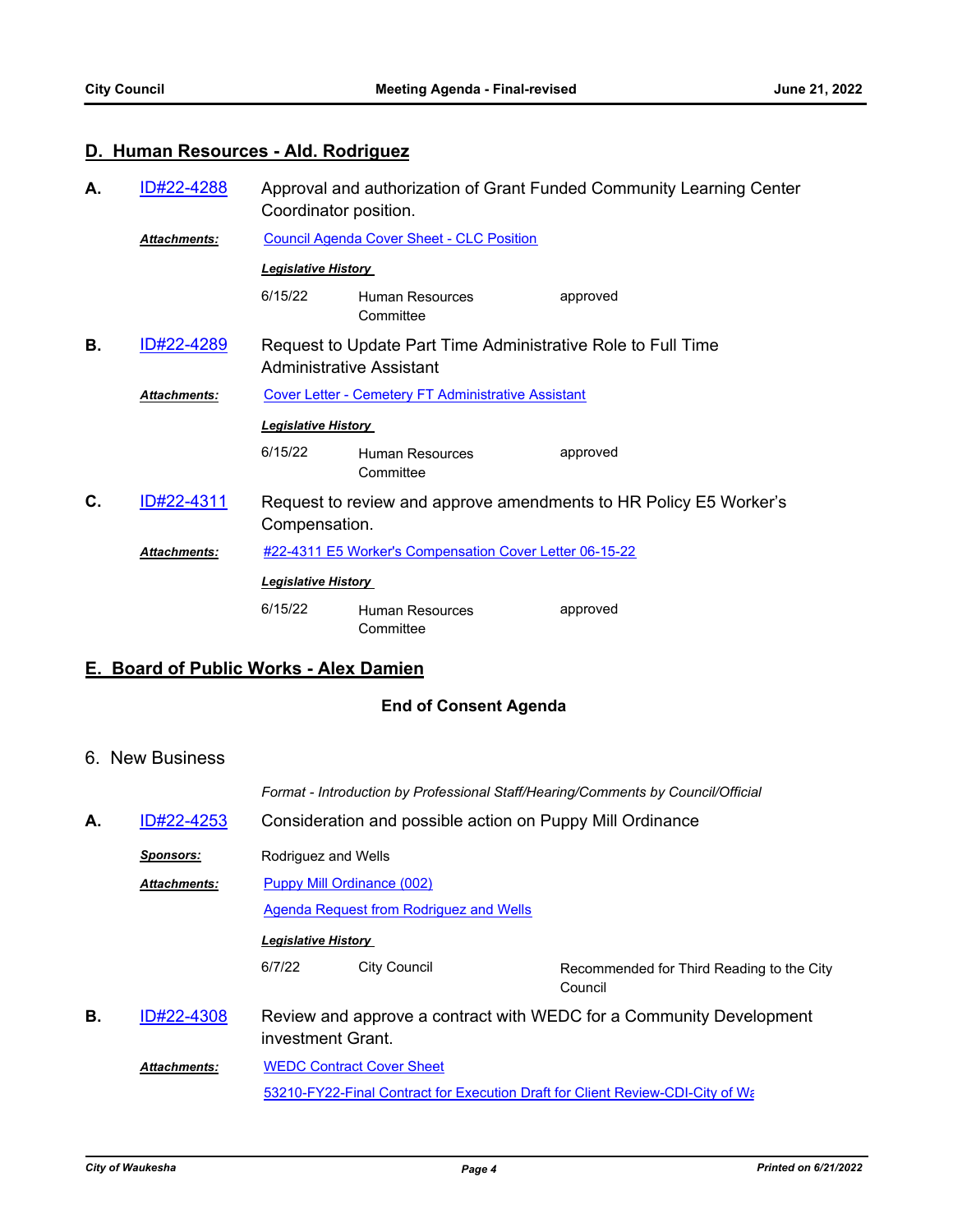## D. Human Resources - Ald. Rodriguez

**A.** ID#22-4288 Approval and authorization of Grant Funded Community Learning Center Coordinator position.

***Attachments:*** Council Agenda Cover Sheet - CLC Position

***Legislative History***

| | | |
|---|---|---|
| 6/15/22 | Human Resources Committee | approved |

**B.** ID#22-4289 Request to Update Part Time Administrative Role to Full Time Administrative Assistant

***Attachments:*** Cover Letter - Cemetery FT Administrative Assistant

***Legislative History***

| | | |
|---|---|---|
| 6/15/22 | Human Resources Committee | approved |

**C.** ID#22-4311 Request to review and approve amendments to HR Policy E5 Worker's Compensation.

***Attachments:*** #22-4311 E5 Worker's Compensation Cover Letter 06-15-22

***Legislative History***

| | | |
|---|---|---|
| 6/15/22 | Human Resources Committee | approved |

## E. Board of Public Works - Alex Damien

**End of Consent Agenda**

## 6. New Business

*Format - Introduction by Professional Staff/Hearing/Comments by Council/Official*

**A.** ID#22-4253 Consideration and possible action on Puppy Mill Ordinance

***Sponsors:*** Rodriguez and Wells

***Attachments:*** Puppy Mill Ordinance (002)

Agenda Request from Rodriguez and Wells

***Legislative History***

| | | |
|---|---|---|
| 6/7/22 | City Council | Recommended for Third Reading to the City Council |

**B.** ID#22-4308 Review and approve a contract with WEDC for a Community Development investment Grant.

***Attachments:*** WEDC Contract Cover Sheet

53210-FY22-Final Contract for Execution Draft for Client Review-CDI-City of Wa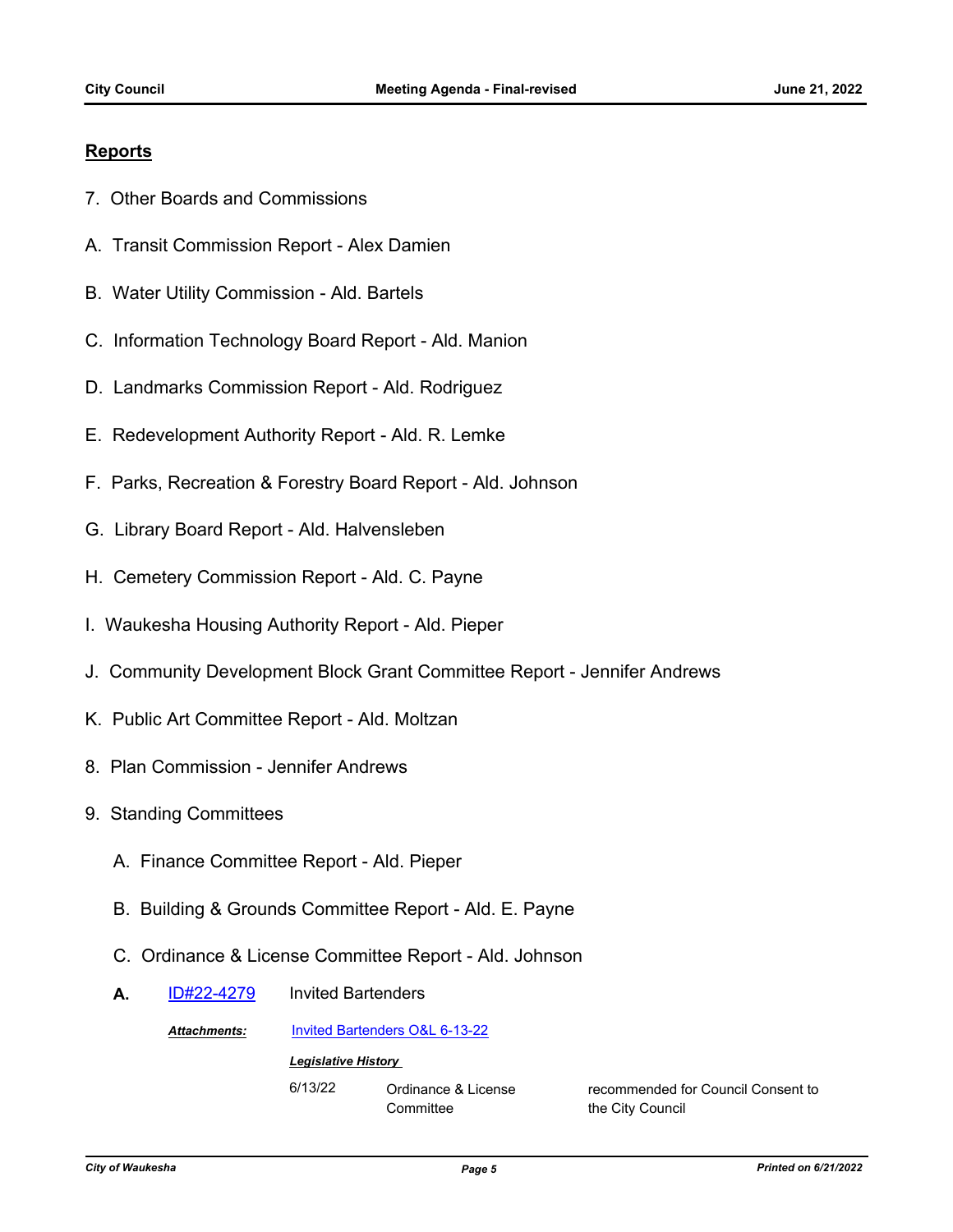## Reports

7. Other Boards and Commissions

A. Transit Commission Report - Alex Damien

B. Water Utility Commission - Ald. Bartels

C. Information Technology Board Report - Ald. Manion

D. Landmarks Commission Report - Ald. Rodriguez

E. Redevelopment Authority Report - Ald. R. Lemke

F. Parks, Recreation & Forestry Board Report - Ald. Johnson

G. Library Board Report - Ald. Halvensleben

H. Cemetery Commission Report - Ald. C. Payne

I. Waukesha Housing Authority Report - Ald. Pieper

J. Community Development Block Grant Committee Report - Jennifer Andrews

K. Public Art Committee Report - Ald. Moltzan

8. Plan Commission - Jennifer Andrews

9. Standing Committees

   A. Finance Committee Report - Ald. Pieper

   B. Building & Grounds Committee Report - Ald. E. Payne

   C. Ordinance & License Committee Report - Ald. Johnson

**A.** ID#22-4279 Invited Bartenders

***Attachments:*** Invited Bartenders O&L 6-13-22

***Legislative History***

| | | |
|---|---|---|
| 6/13/22 | Ordinance & License Committee | recommended for Council Consent to the City Council |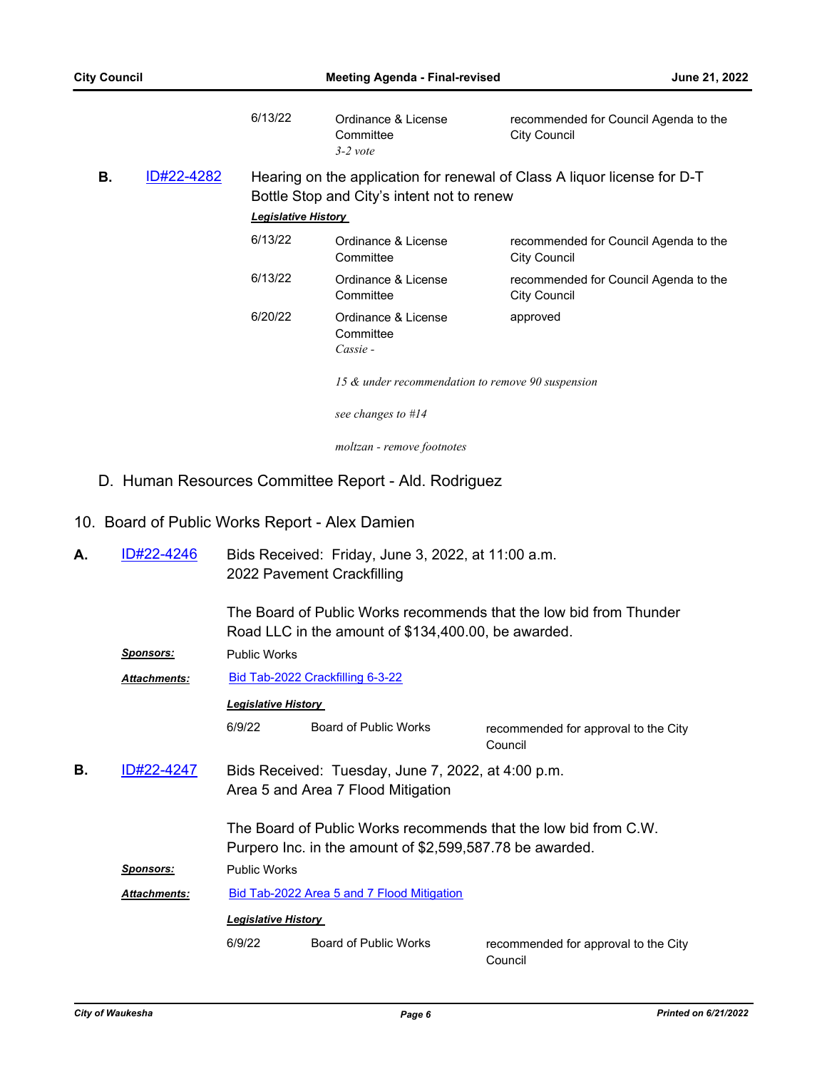| | | |
|---|---|---|
| 6/13/22 | Ordinance & License Committee *3-2 vote* | recommended for Council Agenda to the City Council |

**B.** [ID#22-4282](ID#22-4282) Hearing on the application for renewal of Class A liquor license for D-T Bottle Stop and City's intent not to renew

***Legislative History***

| | | |
|---|---|---|
| 6/13/22 | Ordinance & License Committee | recommended for Council Agenda to the City Council |
| 6/13/22 | Ordinance & License Committee | recommended for Council Agenda to the City Council |
| 6/20/22 | Ordinance & License Committee *Cassie -* *15 & under recommendation to remove 90 suspension* *see changes to #14* *moltzan - remove footnotes* | approved |

D. Human Resources Committee Report - Ald. Rodriguez

10. Board of Public Works Report - Alex Damien

**A.** [ID#22-4246](ID#22-4246) Bids Received: Friday, June 3, 2022, at 11:00 a.m.
2022 Pavement Crackfilling

The Board of Public Works recommends that the low bid from Thunder Road LLC in the amount of $134,400.00, be awarded.

***Sponsors:*** Public Works

***Attachments:*** [Bid Tab-2022 Crackfilling 6-3-22](Bid Tab-2022 Crackfilling 6-3-22)

***Legislative History***

| | | |
|---|---|---|
| 6/9/22 | Board of Public Works | recommended for approval to the City Council |

**B.** [ID#22-4247](ID#22-4247) Bids Received: Tuesday, June 7, 2022, at 4:00 p.m.
Area 5 and Area 7 Flood Mitigation

The Board of Public Works recommends that the low bid from C.W. Purpero Inc. in the amount of $2,599,587.78 be awarded.

***Sponsors:*** Public Works

***Attachments:*** [Bid Tab-2022 Area 5 and 7 Flood Mitigation](Bid Tab-2022 Area 5 and 7 Flood Mitigation)

***Legislative History***

| | | |
|---|---|---|
| 6/9/22 | Board of Public Works | recommended for approval to the City Council |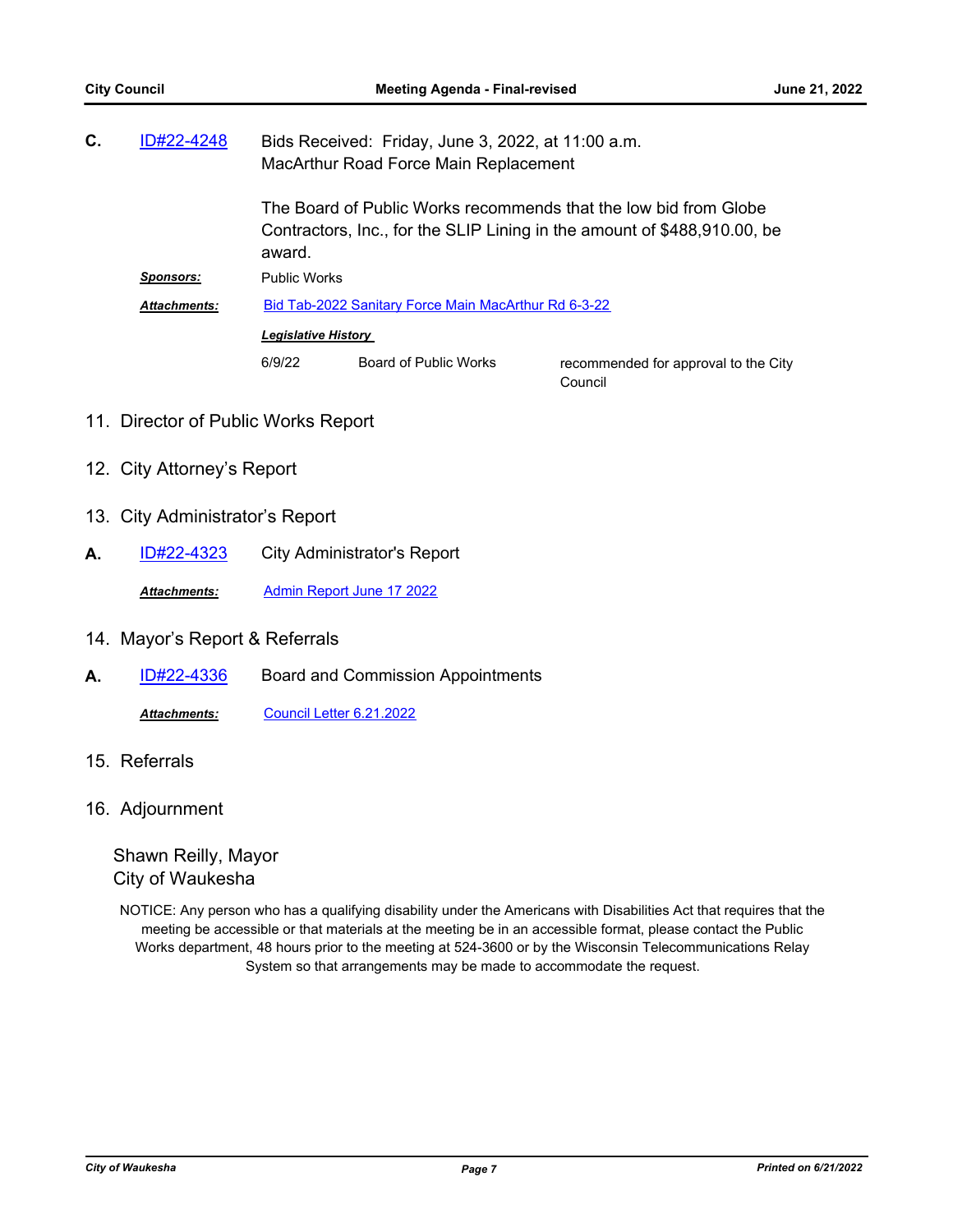**C.** ID#22-4248 Bids Received: Friday, June 3, 2022, at 11:00 a.m.
MacArthur Road Force Main Replacement

The Board of Public Works recommends that the low bid from Globe Contractors, Inc., for the SLIP Lining in the amount of $488,910.00, be award.

***Sponsors:*** Public Works

***Attachments:*** Bid Tab-2022 Sanitary Force Main MacArthur Rd 6-3-22

***Legislative History***

| | | |
|---|---|---|
| 6/9/22 | Board of Public Works | recommended for approval to the City Council |

11. Director of Public Works Report

12. City Attorney's Report

13. City Administrator's Report

**A.** ID#22-4323 City Administrator's Report

***Attachments:*** Admin Report June 17 2022

14. Mayor's Report & Referrals

**A.** ID#22-4336 Board and Commission Appointments

***Attachments:*** Council Letter 6.21.2022

15. Referrals

16. Adjournment

Shawn Reilly, Mayor
City of Waukesha

NOTICE: Any person who has a qualifying disability under the Americans with Disabilities Act that requires that the meeting be accessible or that materials at the meeting be in an accessible format, please contact the Public Works department, 48 hours prior to the meeting at 524-3600 or by the Wisconsin Telecommunications Relay System so that arrangements may be made to accommodate the request.